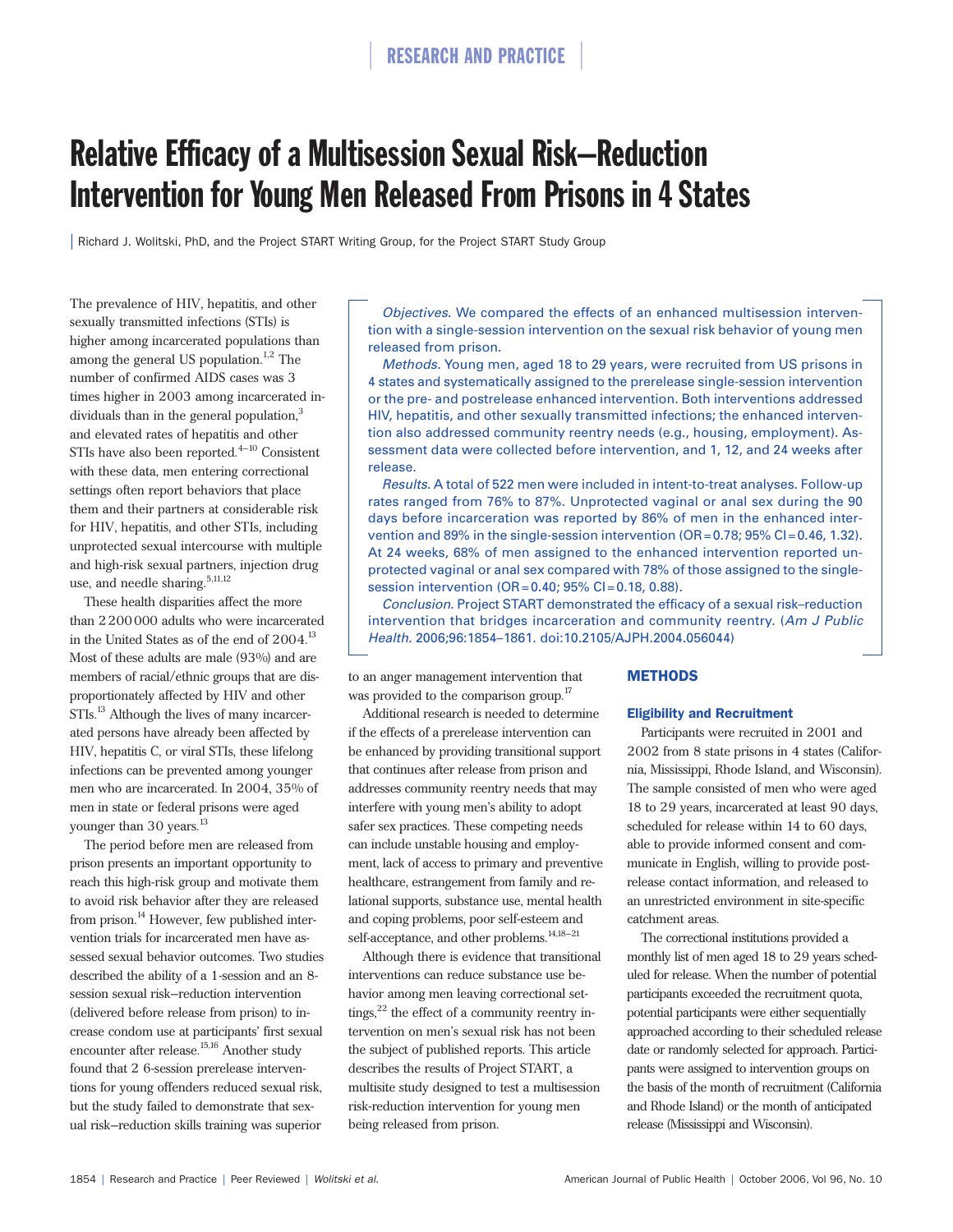# Relative Efficacy of a Multisession Sexual Risk–Reduction Intervention for Young Men Released From Prisons in 4 States

Richard J. Wolitski, PhD, and the Project START Writing Group, for the Project START Study Group

*Objectives.* We compared the effects of an enhanced multisession intervention with a single-session intervention on the sexual risk behavior of young men released from prison.

*Methods.* Young men, aged 18 to 29 years, were recruited from US prisons in 4 states and systematically assigned to the prerelease single-session intervention or the pre- and postrelease enhanced intervention. Both interventions addressed HIV, hepatitis, and other sexually transmitted infections; the enhanced intervention also addressed community reentry needs (e.g., housing, employment). Assessment data were collected before intervention, and 1, 12, and 24 weeks after release.

*Results.* A total of 522 men were included in intent-to-treat analyses. Follow-up rates ranged from 76% to 87%. Unprotected vaginal or anal sex during the 90 days before incarceration was reported by 86% of men in the enhanced intervention and 89% in the single-session intervention (OR = 0.78; 95% CI = 0.46, 1.32). At 24 weeks, 68% of men assigned to the enhanced intervention reported unprotected vaginal or anal sex compared with 78% of those assigned to the single-session intervention (OR = 0.40; 95% CI = 0.18, 0.88).

*Conclusion.* Project START demonstrated the efficacy of a sexual risk–reduction intervention that bridges incarceration and community reentry. (*Am J Public Health.* 2006;96:1854–1861. doi:10.2105/AJPH.2004.056044)

The prevalence of HIV, hepatitis, and other sexually transmitted infections (STIs) is higher among incarcerated populations than among the general US population.[1,2] The number of confirmed AIDS cases was 3 times higher in 2003 among incarcerated individuals than in the general population,[3] and elevated rates of hepatitis and other STIs have also been reported.[4–10] Consistent with these data, men entering correctional settings often report behaviors that place them and their partners at considerable risk for HIV, hepatitis, and other STIs, including unprotected sexual intercourse with multiple and high-risk sexual partners, injection drug use, and needle sharing.[5,11,12]

These health disparities affect the more than 2 200 000 adults who were incarcerated in the United States as of the end of 2004.[13] Most of these adults are male (93%) and are members of racial/ethnic groups that are disproportionately affected by HIV and other STIs.[13] Although the lives of many incarcerated persons have already been affected by HIV, hepatitis C, or viral STIs, these lifelong infections can be prevented among younger men who are incarcerated. In 2004, 35% of men in state or federal prisons were aged younger than 30 years.[13]

The period before men are released from prison presents an important opportunity to reach this high-risk group and motivate them to avoid risk behavior after they are released from prison.[14] However, few published intervention trials for incarcerated men have assessed sexual behavior outcomes. Two studies described the ability of a 1-session and an 8-session sexual risk–reduction intervention (delivered before release from prison) to increase condom use at participants' first sexual encounter after release.[15,16] Another study found that 2 6-session prerelease interventions for young offenders reduced sexual risk, but the study failed to demonstrate that sexual risk–reduction skills training was superior to an anger management intervention that was provided to the comparison group.[17]

Additional research is needed to determine if the effects of a prerelease intervention can be enhanced by providing transitional support that continues after release from prison and addresses community reentry needs that may interfere with young men's ability to adopt safer sex practices. These competing needs can include unstable housing and employment, lack of access to primary and preventive healthcare, estrangement from family and relational supports, substance use, mental health and coping problems, poor self-esteem and self-acceptance, and other problems.[14,18–21]

Although there is evidence that transitional interventions can reduce substance use behavior among men leaving correctional settings,[22] the effect of a community reentry intervention on men's sexual risk has not been the subject of published reports. This article describes the results of Project START, a multisite study designed to test a multisession risk-reduction intervention for young men being released from prison.

## METHODS

### Eligibility and Recruitment

Participants were recruited in 2001 and 2002 from 8 state prisons in 4 states (California, Mississippi, Rhode Island, and Wisconsin). The sample consisted of men who were aged 18 to 29 years, incarcerated at least 90 days, scheduled for release within 14 to 60 days, able to provide informed consent and communicate in English, willing to provide postrelease contact information, and released to an unrestricted environment in site-specific catchment areas.

The correctional institutions provided a monthly list of men aged 18 to 29 years scheduled for release. When the number of potential participants exceeded the recruitment quota, potential participants were either sequentially approached according to their scheduled release date or randomly selected for approach. Participants were assigned to intervention groups on the basis of the month of recruitment (California and Rhode Island) or the month of anticipated release (Mississippi and Wisconsin).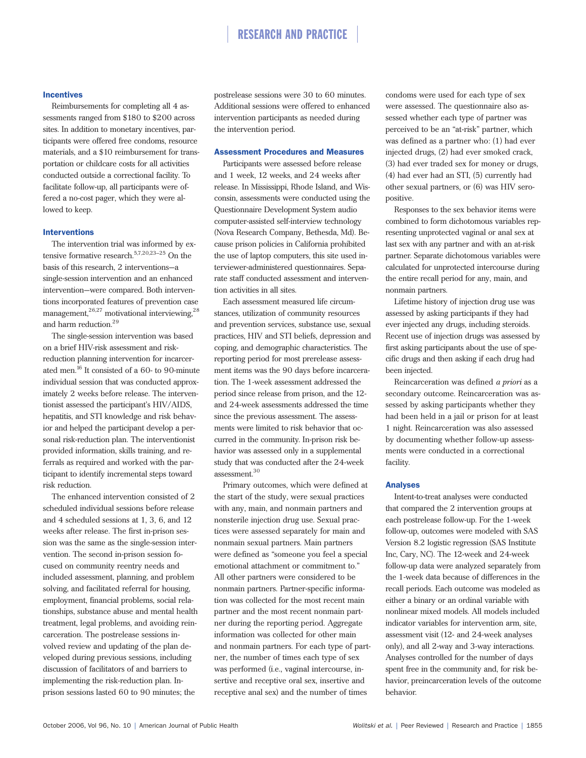### Incentives

Reimbursements for completing all 4 assessments ranged from $180 to $200 across sites. In addition to monetary incentives, participants were offered free condoms, resource materials, and a $10 reimbursement for transportation or childcare costs for all activities conducted outside a correctional facility. To facilitate follow-up, all participants were offered a no-cost pager, which they were allowed to keep.

### Interventions

The intervention trial was informed by extensive formative research.[5,7,20,23–25] On the basis of this research, 2 interventions—a single-session intervention and an enhanced intervention—were compared. Both interventions incorporated features of prevention case management,[26,27] motivational interviewing,[28] and harm reduction.[29]

The single-session intervention was based on a brief HIV-risk assessment and risk-reduction planning intervention for incarcerated men.[16] It consisted of a 60- to 90-minute individual session that was conducted approximately 2 weeks before release. The interventionist assessed the participant's HIV/AIDS, hepatitis, and STI knowledge and risk behavior and helped the participant develop a personal risk-reduction plan. The interventionist provided information, skills training, and referrals as required and worked with the participant to identify incremental steps toward risk reduction.

The enhanced intervention consisted of 2 scheduled individual sessions before release and 4 scheduled sessions at 1, 3, 6, and 12 weeks after release. The first in-prison session was the same as the single-session intervention. The second in-prison session focused on community reentry needs and included assessment, planning, and problem solving, and facilitated referral for housing, employment, financial problems, social relationships, substance abuse and mental health treatment, legal problems, and avoiding reincarceration. The postrelease sessions involved review and updating of the plan developed during previous sessions, including discussion of facilitators of and barriers to implementing the risk-reduction plan. In-prison sessions lasted 60 to 90 minutes; the postrelease sessions were 30 to 60 minutes. Additional sessions were offered to enhanced intervention participants as needed during the intervention period.

### Assessment Procedures and Measures

Participants were assessed before release and 1 week, 12 weeks, and 24 weeks after release. In Mississippi, Rhode Island, and Wisconsin, assessments were conducted using the Questionnaire Development System audio computer-assisted self-interview technology (Nova Research Company, Bethesda, Md). Because prison policies in California prohibited the use of laptop computers, this site used interviewer-administered questionnaires. Separate staff conducted assessment and intervention activities in all sites.

Each assessment measured life circumstances, utilization of community resources and prevention services, substance use, sexual practices, HIV and STI beliefs, depression and coping, and demographic characteristics. The reporting period for most prerelease assessment items was the 90 days before incarceration. The 1-week assessment addressed the period since release from prison, and the 12- and 24-week assessments addressed the time since the previous assessment. The assessments were limited to risk behavior that occurred in the community. In-prison risk behavior was assessed only in a supplemental study that was conducted after the 24-week assessment.[30]

Primary outcomes, which were defined at the start of the study, were sexual practices with any, main, and nonmain partners and nonsterile injection drug use. Sexual practices were assessed separately for main and nonmain sexual partners. Main partners were defined as "someone you feel a special emotional attachment or commitment to." All other partners were considered to be nonmain partners. Partner-specific information was collected for the most recent main partner and the most recent nonmain partner during the reporting period. Aggregate information was collected for other main and nonmain partners. For each type of partner, the number of times each type of sex was performed (i.e., vaginal intercourse, insertive and receptive oral sex, insertive and receptive anal sex) and the number of times condoms were used for each type of sex were assessed. The questionnaire also assessed whether each type of partner was perceived to be an "at-risk" partner, which was defined as a partner who: (1) had ever injected drugs, (2) had ever smoked crack, (3) had ever traded sex for money or drugs, (4) had ever had an STI, (5) currently had other sexual partners, or (6) was HIV seropositive.

Responses to the sex behavior items were combined to form dichotomous variables representing unprotected vaginal or anal sex at last sex with any partner and with an at-risk partner. Separate dichotomous variables were calculated for unprotected intercourse during the entire recall period for any, main, and nonmain partners.

Lifetime history of injection drug use was assessed by asking participants if they had ever injected any drugs, including steroids. Recent use of injection drugs was assessed by first asking participants about the use of specific drugs and then asking if each drug had been injected.

Reincarceration was defined *a priori* as a secondary outcome. Reincarceration was assessed by asking participants whether they had been held in a jail or prison for at least 1 night. Reincarceration was also assessed by documenting whether follow-up assessments were conducted in a correctional facility.

### Analyses

Intent-to-treat analyses were conducted that compared the 2 intervention groups at each postrelease follow-up. For the 1-week follow-up, outcomes were modeled with SAS Version 8.2 logistic regression (SAS Institute Inc, Cary, NC). The 12-week and 24-week follow-up data were analyzed separately from the 1-week data because of differences in the recall periods. Each outcome was modeled as either a binary or an ordinal variable with nonlinear mixed models. All models included indicator variables for intervention arm, site, assessment visit (12- and 24-week analyses only), and all 2-way and 3-way interactions. Analyses controlled for the number of days spent free in the community and, for risk behavior, preincarceration levels of the outcome behavior.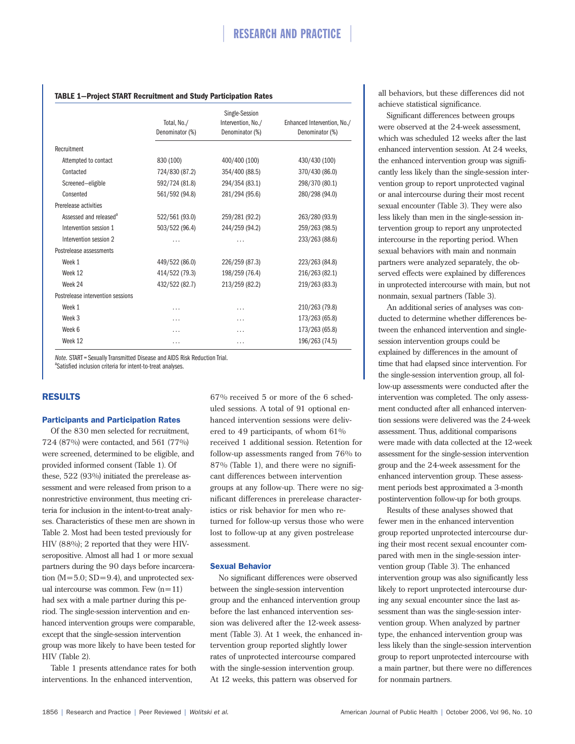**TABLE 1—Project START Recruitment and Study Participation Rates**

| | Total, No./ Denominator (%) | Single-Session Intervention, No./ Denominator (%) | Enhanced Intervention, No./ Denominator (%) |
|---|---|---|---|
| Recruitment | | | |
| Attempted to contact | 830 (100) | 400/400 (100) | 430/430 (100) |
| Contacted | 724/830 (87.2) | 354/400 (88.5) | 370/430 (86.0) |
| Screened—eligible | 592/724 (81.8) | 294/354 (83.1) | 298/370 (80.1) |
| Consented | 561/592 (94.8) | 281/294 (95.6) | 280/298 (94.0) |
| Prerelease activities | | | |
| Assessed and released[a] | 522/561 (93.0) | 259/281 (92.2) | 263/280 (93.9) |
| Intervention session 1 | 503/522 (96.4) | 244/259 (94.2) | 259/263 (98.5) |
| Intervention session 2 | ... | ... | 233/263 (88.6) |
| Postrelease assessments | | | |
| Week 1 | 449/522 (86.0) | 226/259 (87.3) | 223/263 (84.8) |
| Week 12 | 414/522 (79.3) | 198/259 (76.4) | 216/263 (82.1) |
| Week 24 | 432/522 (82.7) | 213/259 (82.2) | 219/263 (83.3) |
| Postrelease intervention sessions | | | |
| Week 1 | ... | ... | 210/263 (79.8) |
| Week 3 | ... | ... | 173/263 (65.8) |
| Week 6 | ... | ... | 173/263 (65.8) |
| Week 12 | ... | ... | 196/263 (74.5) |

*Note.* START = Sexually Transmitted Disease and AIDS Risk Reduction Trial.
[a]Satisfied inclusion criteria for intent-to-treat analyses.

## RESULTS

### Participants and Participation Rates

Of the 830 men selected for recruitment, 724 (87%) were contacted, and 561 (77%) were screened, determined to be eligible, and provided informed consent (Table 1). Of these, 522 (93%) initiated the prerelease assessment and were released from prison to a nonrestrictive environment, thus meeting criteria for inclusion in the intent-to-treat analyses. Characteristics of these men are shown in Table 2. Most had been tested previously for HIV (88%); 2 reported that they were HIV-seropositive. Almost all had 1 or more sexual partners during the 90 days before incarceration (M=5.0; SD=9.4), and unprotected sexual intercourse was common. Few (n=11) had sex with a male partner during this period. The single-session intervention and enhanced intervention groups were comparable, except that the single-session intervention group was more likely to have been tested for HIV (Table 2).

Table 1 presents attendance rates for both interventions. In the enhanced intervention, 67% received 5 or more of the 6 scheduled sessions. A total of 91 optional enhanced intervention sessions were delivered to 49 participants, of whom 61% received 1 additional session. Retention for follow-up assessments ranged from 76% to 87% (Table 1), and there were no significant differences between intervention groups at any follow-up. There were no significant differences in prerelease characteristics or risk behavior for men who returned for follow-up versus those who were lost to follow-up at any given postrelease assessment.

### Sexual Behavior

No significant differences were observed between the single-session intervention group and the enhanced intervention group before the last enhanced intervention session was delivered after the 12-week assessment (Table 3). At 1 week, the enhanced intervention group reported slightly lower rates of unprotected intercourse compared with the single-session intervention group. At 12 weeks, this pattern was observed for all behaviors, but these differences did not achieve statistical significance.

Significant differences between groups were observed at the 24-week assessment, which was scheduled 12 weeks after the last enhanced intervention session. At 24 weeks, the enhanced intervention group was significantly less likely than the single-session intervention group to report unprotected vaginal or anal intercourse during their most recent sexual encounter (Table 3). They were also less likely than men in the single-session intervention group to report any unprotected intercourse in the reporting period. When sexual behaviors with main and nonmain partners were analyzed separately, the observed effects were explained by differences in unprotected intercourse with main, but not nonmain, sexual partners (Table 3).

An additional series of analyses was conducted to determine whether differences between the enhanced intervention and single-session intervention groups could be explained by differences in the amount of time that had elapsed since intervention. For the single-session intervention group, all follow-up assessments were conducted after the intervention was completed. The only assessment conducted after all enhanced intervention sessions were delivered was the 24-week assessment. Thus, additional comparisons were made with data collected at the 12-week assessment for the single-session intervention group and the 24-week assessment for the enhanced intervention group. These assessment periods best approximated a 3-month postintervention follow-up for both groups.

Results of these analyses showed that fewer men in the enhanced intervention group reported unprotected intercourse during their most recent sexual encounter compared with men in the single-session intervention group (Table 3). The enhanced intervention group was also significantly less likely to report unprotected intercourse during any sexual encounter since the last assessment than was the single-session intervention group. When analyzed by partner type, the enhanced intervention group was less likely than the single-session intervention group to report unprotected intercourse with a main partner, but there were no differences for nonmain partners.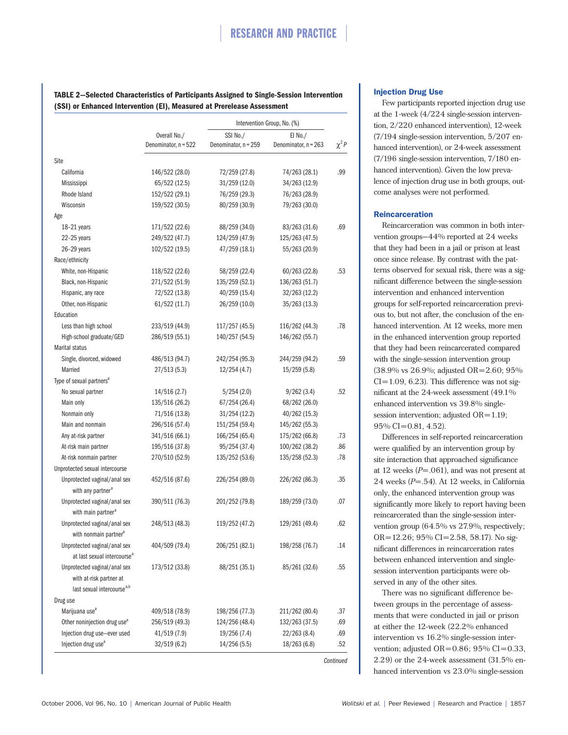**TABLE 2—Selected Characteristics of Participants Assigned to Single-Session Intervention (SSI) or Enhanced Intervention (EI), Measured at Prerelease Assessment**

| | Overall No./ Denominator, n = 522 | Intervention Group, No. (%) SSI No./ Denominator, n = 259 | EI No./ Denominator, n = 263 | $\chi^2$ P |
|---|---|---|---|---|
| Site | | | | |
| California | 146/522 (28.0) | 72/259 (27.8) | 74/263 (28.1) | .99 |
| Mississippi | 65/522 (12.5) | 31/259 (12.0) | 34/263 (12.9) | |
| Rhode Island | 152/522 (29.1) | 76/259 (29.3) | 76/263 (28.9) | |
| Wisconsin | 159/522 (30.5) | 80/259 (30.9) | 79/263 (30.0) | |
| Age | | | | |
| 18–21 years | 171/522 (22.6) | 88/259 (34.0) | 83/263 (31.6) | .69 |
| 22–25 years | 249/522 (47.7) | 124/259 (47.9) | 125/263 (47.5) | |
| 26–29 years | 102/522 (19.5) | 47/259 (18.1) | 55/263 (20.9) | |
| Race/ethnicity | | | | |
| White, non-Hispanic | 118/522 (22.6) | 58/259 (22.4) | 60/263 (22.8) | .53 |
| Black, non-Hispanic | 271/522 (51.9) | 135/259 (52.1) | 136/263 (51.7) | |
| Hispanic, any race | 72/522 (13.8) | 40/259 (15.4) | 32/263 (12.2) | |
| Other, non-Hispanic | 61/522 (11.7) | 26/259 (10.0) | 35/263 (13.3) | |
| Education | | | | |
| Less than high school | 233/519 (44.9) | 117/257 (45.5) | 116/262 (44.3) | .78 |
| High-school graduate/GED | 286/519 (55.1) | 140/257 (54.5) | 146/262 (55.7) | |
| Marital status | | | | |
| Single, divorced, widowed | 486/513 (94.7) | 242/254 (95.3) | 244/259 (94.2) | .59 |
| Married | 27/513 (5.3) | 12/254 (4.7) | 15/259 (5.8) | |
| Type of sexual partners[a] | | | | |
| No sexual partner | 14/516 (2.7) | 5/254 (2.0) | 9/262 (3.4) | .52 |
| Main only | 135/516 (26.2) | 67/254 (26.4) | 68/262 (26.0) | |
| Nonmain only | 71/516 (13.8) | 31/254 (12.2) | 40/262 (15.3) | |
| Main and nonmain | 296/516 (57.4) | 151/254 (59.4) | 145/262 (55.3) | |
| Any at-risk partner | 341/516 (66.1) | 166/254 (65.4) | 175/262 (66.8) | .73 |
| At-risk main partner | 195/516 (37.8) | 95/254 (37.4) | 100/262 (38.2) | .86 |
| At-risk nonmain partner | 270/510 (52.9) | 135/252 (53.6) | 135/258 (52.3) | .78 |
| Unprotected sexual intercourse | | | | |
| Unprotected vaginal/anal sex with any partner[a] | 452/516 (87.6) | 226/254 (89.0) | 226/262 (86.3) | .35 |
| Unprotected vaginal/anal sex with main partner[a] | 390/511 (76.3) | 201/252 (79.8) | 189/259 (73.0) | .07 |
| Unprotected vaginal/anal sex with nonmain partner[a] | 248/513 (48.3) | 119/252 (47.2) | 129/261 (49.4) | .62 |
| Unprotected vaginal/anal sex at last sexual intercourse[a] | 404/509 (79.4) | 206/251 (82.1) | 198/258 (76.7) | .14 |
| Unprotected vaginal/anal sex with at-risk partner at last sexual intercourse[a,b] | 173/512 (33.8) | 88/251 (35.1) | 85/261 (32.6) | .55 |
| Drug use | | | | |
| Marijuana use[a] | 409/518 (78.9) | 198/256 (77.3) | 211/262 (80.4) | .37 |
| Other noninjection drug use[a] | 256/519 (49.3) | 124/256 (48.4) | 132/263 (37.5) | .69 |
| Injection drug use—ever used | 41/519 (7.9) | 19/256 (7.4) | 22/263 (8.4) | .69 |
| Injection drug use[a] | 32/519 (6.2) | 14/256 (5.5) | 18/263 (6.8) | .52 |

*Continued*

### Injection Drug Use

Few participants reported injection drug use at the 1-week (4/224 single-session intervention, 2/220 enhanced intervention), 12-week (7/194 single-session intervention, 5/207 enhanced intervention), or 24-week assessment (7/196 single-session intervention, 7/180 enhanced intervention). Given the low prevalence of injection drug use in both groups, outcome analyses were not performed.

### Reincarceration

Reincarceration was common in both intervention groups—44% reported at 24 weeks that they had been in a jail or prison at least once since release. By contrast with the patterns observed for sexual risk, there was a significant difference between the single-session intervention and enhanced intervention groups for self-reported reincarceration previous to, but not after, the conclusion of the enhanced intervention. At 12 weeks, more men in the enhanced intervention group reported that they had been reincarcerated compared with the single-session intervention group (38.9% vs 26.9%; adjusted OR=2.60; 95% CI=1.09, 6.23). This difference was not significant at the 24-week assessment (49.1% enhanced intervention vs 39.8% single-session intervention; adjusted OR=1.19; 95% CI=0.81, 4.52).

Differences in self-reported reincarceration were qualified by an intervention group by site interaction that approached significance at 12 weeks (*P*=.061), and was not present at 24 weeks (*P*=.54). At 12 weeks, in California only, the enhanced intervention group was significantly more likely to report having been reincarcerated than the single-session intervention group (64.5% vs 27.9%, respectively; OR=12.26; 95% CI=2.58, 58.17). No significant differences in reincarceration rates between enhanced intervention and single-session intervention participants were observed in any of the other sites.

There was no significant difference between groups in the percentage of assessments that were conducted in jail or prison at either the 12-week (22.2% enhanced intervention vs 16.2% single-session intervention; adjusted OR=0.86; 95% CI=0.33, 2.29) or the 24-week assessment (31.5% enhanced intervention vs 23.0% single-session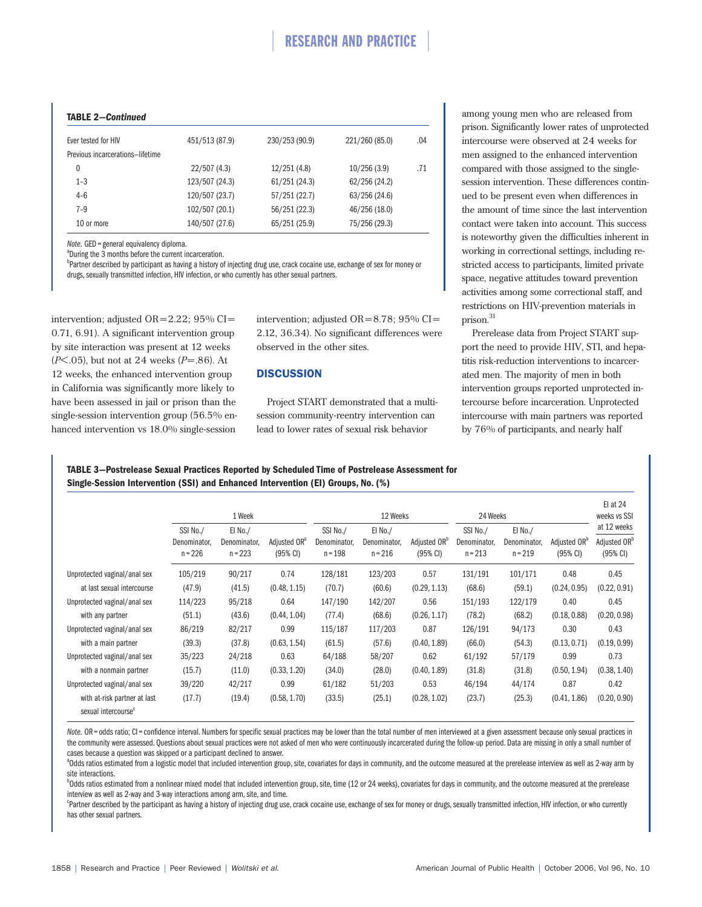**TABLE 2—*Continued***

| | | | | |
|---|---|---|---|---|
| Ever tested for HIV | 451/513 (87.9) | 230/253 (90.9) | 221/260 (85.0) | .04 |
| Previous incarcerations—lifetime | | | | |
| 0 | 22/507 (4.3) | 12/251 (4.8) | 10/256 (3.9) | .71 |
| 1–3 | 123/507 (24.3) | 61/251 (24.3) | 62/256 (24.2) | |
| 4–6 | 120/507 (23.7) | 57/251 (22.7) | 63/256 (24.6) | |
| 7–9 | 102/507 (20.1) | 56/251 (22.3) | 46/256 (18.0) | |
| 10 or more | 140/507 (27.6) | 65/251 (25.9) | 75/256 (29.3) | |

*Note.* GED = general equivalency diploma.
[a]During the 3 months before the current incarceration.
[b]Partner described by participant as having a history of injecting drug use, crack cocaine use, exchange of sex for money or drugs, sexually transmitted infection, HIV infection, or who currently has other sexual partners.

intervention; adjusted OR = 2.22; 95% CI = 0.71, 6.91). A significant intervention group by site interaction was present at 12 weeks ($P < .05$), but not at 24 weeks ($P = .86$). At 12 weeks, the enhanced intervention group in California was significantly more likely to have been assessed in jail or prison than the single-session intervention group (56.5% enhanced intervention vs 18.0% single-session intervention; adjusted OR = 8.78; 95% CI = 2.12, 36.34). No significant differences were observed in the other sites.

## DISCUSSION

Project START demonstrated that a multisession community-reentry intervention can lead to lower rates of sexual risk behavior among young men who are released from prison. Significantly lower rates of unprotected intercourse were observed at 24 weeks for men assigned to the enhanced intervention compared with those assigned to the single-session intervention. These differences continued to be present even when differences in the amount of time since the last intervention contact were taken into account. This success is noteworthy given the difficulties inherent in working in correctional settings, including restricted access to participants, limited private space, negative attitudes toward prevention activities among some correctional staff, and restrictions on HIV-prevention materials in prison.[31]

Prerelease data from Project START support the need to provide HIV, STI, and hepatitis risk-reduction interventions to incarcerated men. The majority of men in both intervention groups reported unprotected intercourse before incarceration. Unprotected intercourse with main partners was reported by 76% of participants, and nearly half

**TABLE 3—Postrelease Sexual Practices Reported by Scheduled Time of Postrelease Assessment for Single-Session Intervention (SSI) and Enhanced Intervention (EI) Groups, No. (%)**

| | 1 Week | | | 12 Weeks | | | 24 Weeks | | | EI at 24 weeks vs SSI at 12 weeks |
|---|---|---|---|---|---|---|---|---|---|---|
| | SSI No./Denominator, n = 226 | EI No./Denominator, n = 223 | Adjusted OR[a] (95% CI) | SSI No./Denominator, n = 198 | EI No./Denominator, n = 216 | Adjusted OR[b] (95% CI) | SSI No./Denominator, n = 213 | EI No./Denominator, n = 219 | Adjusted OR[b] (95% CI) | Adjusted OR[b] (95% CI) |
| Unprotected vaginal/anal sex at last sexual intercourse | 105/219 (47.9) | 90/217 (41.5) | 0.74 (0.48, 1.15) | 128/181 (70.7) | 123/203 (60.6) | 0.57 (0.29, 1.13) | 131/191 (68.6) | 101/171 (59.1) | 0.48 (0.24, 0.95) | 0.45 (0.22, 0.91) |
| Unprotected vaginal/anal sex with any partner | 114/223 (51.1) | 95/218 (43.6) | 0.64 (0.44, 1.04) | 147/190 (77.4) | 142/207 (68.6) | 0.56 (0.26, 1.17) | 151/193 (78.2) | 122/179 (68.2) | 0.40 (0.18, 0.88) | 0.45 (0.20, 0.98) |
| Unprotected vaginal/anal sex with a main partner | 86/219 (39.3) | 82/217 (37.8) | 0.99 (0.63, 1.54) | 115/187 (61.5) | 117/203 (57.6) | 0.87 (0.40, 1.89) | 126/191 (66.0) | 94/173 (54.3) | 0.30 (0.13, 0.71) | 0.43 (0.19, 0.99) |
| Unprotected vaginal/anal sex with a nonmain partner | 35/223 (15.7) | 24/218 (11.0) | 0.63 (0.33, 1.20) | 64/188 (34.0) | 58/207 (28.0) | 0.62 (0.40, 1.89) | 61/192 (31.8) | 57/179 (31.8) | 0.99 (0.50, 1.94) | 0.73 (0.38, 1.40) |
| Unprotected vaginal/anal sex with at-risk partner at last sexual intercourse[c] | 39/220 (17.7) | 42/217 (19.4) | 0.99 (0.58, 1.70) | 61/182 (33.5) | 51/203 (25.1) | 0.53 (0.28, 1.02) | 46/194 (23.7) | 44/174 (25.3) | 0.87 (0.41, 1.86) | 0.42 (0.20, 0.90) |

*Note.* OR = odds ratio; CI = confidence interval. Numbers for specific sexual practices may be lower than the total number of men interviewed at a given assessment because only sexual practices in the community were assessed. Questions about sexual practices were not asked of men who were continuously incarcerated during the follow-up period. Data are missing in only a small number of cases because a question was skipped or a participant declined to answer.
[a]Odds ratios estimated from a logistic model that included intervention group, site, covariates for days in community, and the outcome measured at the prerelease interview as well as 2-way arm by site interactions.
[b]Odds ratios estimated from a nonlinear mixed model that included intervention group, site, time (12 or 24 weeks), covariates for days in community, and the outcome measured at the prerelease interview as well as 2-way and 3-way interactions among arm, site, and time.
[c]Partner described by the participant as having a history of injecting drug use, crack cocaine use, exchange of sex for money or drugs, sexually transmitted infection, HIV infection, or who currently has other sexual partners.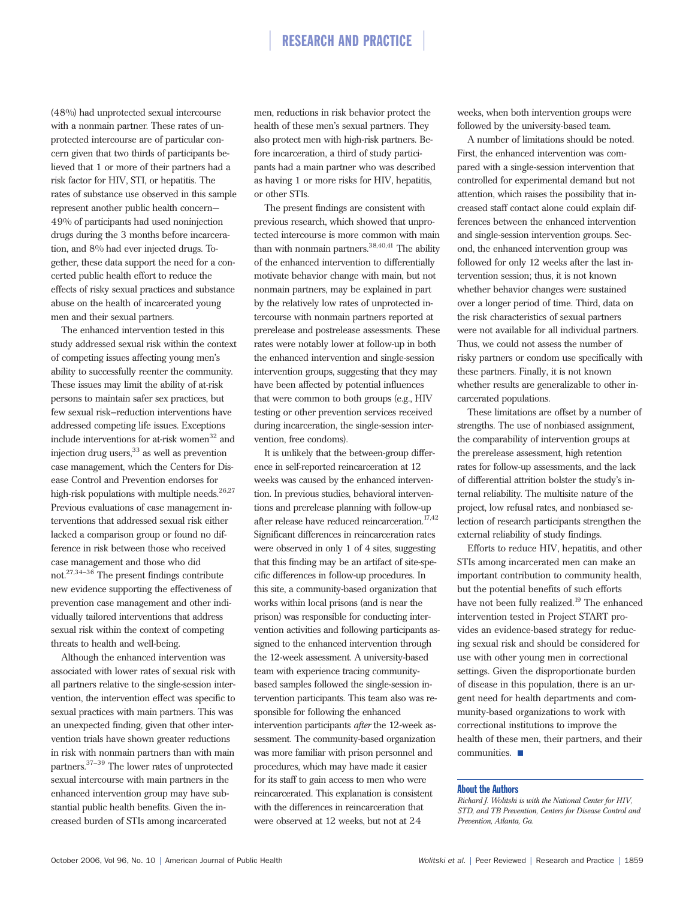(48%) had unprotected sexual intercourse with a nonmain partner. These rates of unprotected intercourse are of particular concern given that two thirds of participants believed that 1 or more of their partners had a risk factor for HIV, STI, or hepatitis. The rates of substance use observed in this sample represent another public health concern—49% of participants had used noninjection drugs during the 3 months before incarceration, and 8% had ever injected drugs. Together, these data support the need for a concerted public health effort to reduce the effects of risky sexual practices and substance abuse on the health of incarcerated young men and their sexual partners.

The enhanced intervention tested in this study addressed sexual risk within the context of competing issues affecting young men's ability to successfully reenter the community. These issues may limit the ability of at-risk persons to maintain safer sex practices, but few sexual risk–reduction interventions have addressed competing life issues. Exceptions include interventions for at-risk women[32] and injection drug users,[33] as well as prevention case management, which the Centers for Disease Control and Prevention endorses for high-risk populations with multiple needs.[26,27] Previous evaluations of case management interventions that addressed sexual risk either lacked a comparison group or found no difference in risk between those who received case management and those who did not.[27,34–36] The present findings contribute new evidence supporting the effectiveness of prevention case management and other individually tailored interventions that address sexual risk within the context of competing threats to health and well-being.

Although the enhanced intervention was associated with lower rates of sexual risk with all partners relative to the single-session intervention, the intervention effect was specific to sexual practices with main partners. This was an unexpected finding, given that other intervention trials have shown greater reductions in risk with nonmain partners than with main partners.[37–39] The lower rates of unprotected sexual intercourse with main partners in the enhanced intervention group may have substantial public health benefits. Given the increased burden of STIs among incarcerated men, reductions in risk behavior protect the health of these men's sexual partners. They also protect men with high-risk partners. Before incarceration, a third of study participants had a main partner who was described as having 1 or more risks for HIV, hepatitis, or other STIs.

The present findings are consistent with previous research, which showed that unprotected intercourse is more common with main than with nonmain partners.[38,40,41] The ability of the enhanced intervention to differentially motivate behavior change with main, but not nonmain partners, may be explained in part by the relatively low rates of unprotected intercourse with nonmain partners reported at prerelease and postrelease assessments. These rates were notably lower at follow-up in both the enhanced intervention and single-session intervention groups, suggesting that they may have been affected by potential influences that were common to both groups (e.g., HIV testing or other prevention services received during incarceration, the single-session intervention, free condoms).

It is unlikely that the between-group difference in self-reported reincarceration at 12 weeks was caused by the enhanced intervention. In previous studies, behavioral interventions and prerelease planning with follow-up after release have reduced reincarceration.[17,42] Significant differences in reincarceration rates were observed in only 1 of 4 sites, suggesting that this finding may be an artifact of site-specific differences in follow-up procedures. In this site, a community-based organization that works within local prisons (and is near the prison) was responsible for conducting intervention activities and following participants assigned to the enhanced intervention through the 12-week assessment. A university-based team with experience tracing community-based samples followed the single-session intervention participants. This team also was responsible for following the enhanced intervention participants *after* the 12-week assessment. The community-based organization was more familiar with prison personnel and procedures, which may have made it easier for its staff to gain access to men who were reincarcerated. This explanation is consistent with the differences in reincarceration that were observed at 12 weeks, but not at 24 weeks, when both intervention groups were followed by the university-based team.

A number of limitations should be noted. First, the enhanced intervention was compared with a single-session intervention that controlled for experimental demand but not attention, which raises the possibility that increased staff contact alone could explain differences between the enhanced intervention and single-session intervention groups. Second, the enhanced intervention group was followed for only 12 weeks after the last intervention session; thus, it is not known whether behavior changes were sustained over a longer period of time. Third, data on the risk characteristics of sexual partners were not available for all individual partners. Thus, we could not assess the number of risky partners or condom use specifically with these partners. Finally, it is not known whether results are generalizable to other incarcerated populations.

These limitations are offset by a number of strengths. The use of nonbiased assignment, the comparability of intervention groups at the prerelease assessment, high retention rates for follow-up assessments, and the lack of differential attrition bolster the study's internal reliability. The multisite nature of the project, low refusal rates, and nonbiased selection of research participants strengthen the external reliability of study findings.

Efforts to reduce HIV, hepatitis, and other STIs among incarcerated men can make an important contribution to community health, but the potential benefits of such efforts have not been fully realized.[19] The enhanced intervention tested in Project START provides an evidence-based strategy for reducing sexual risk and should be considered for use with other young men in correctional settings. Given the disproportionate burden of disease in this population, there is an urgent need for health departments and community-based organizations to work with correctional institutions to improve the health of these men, their partners, and their communities. ■

### About the Authors

*Richard J. Wolitski is with the National Center for HIV, STD, and TB Prevention, Centers for Disease Control and Prevention, Atlanta, Ga.*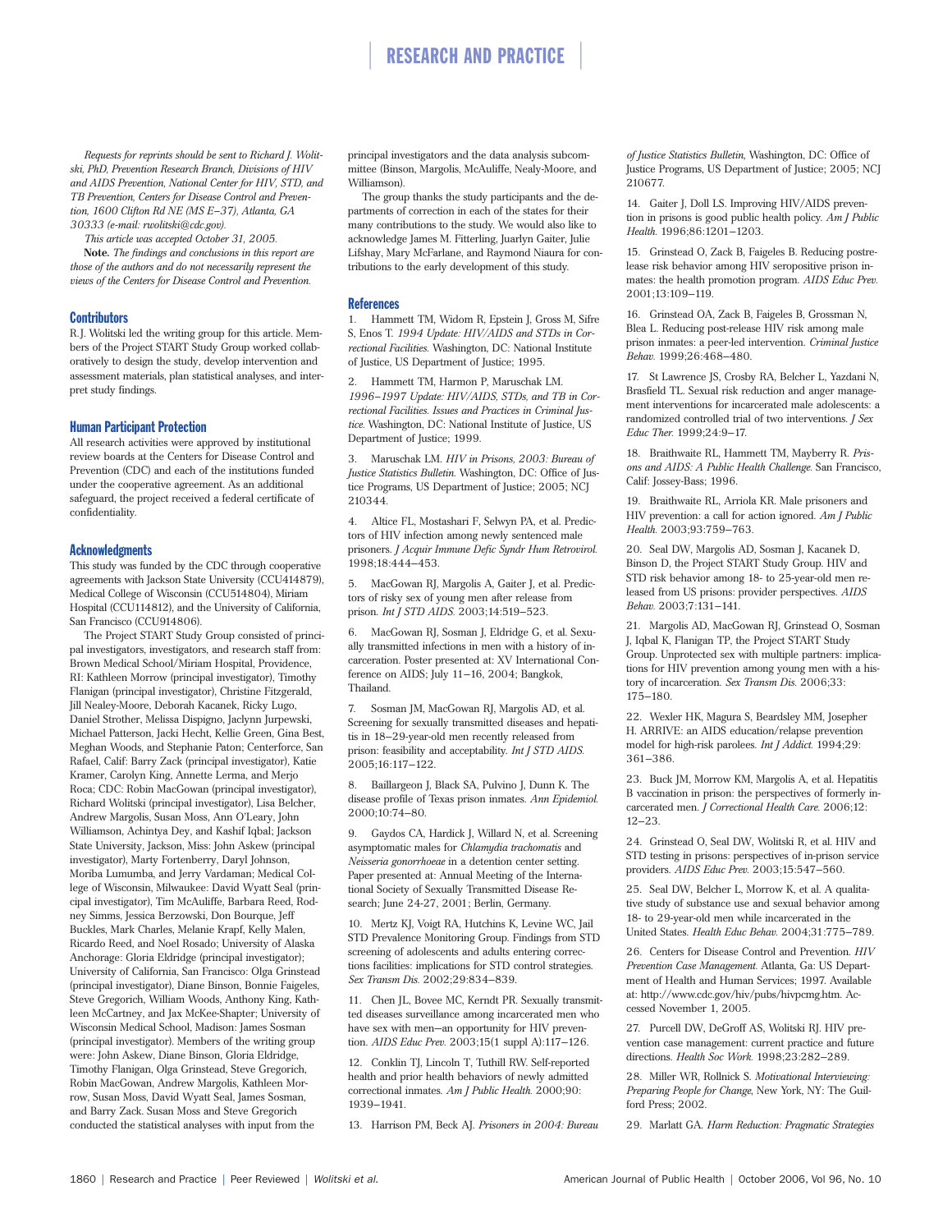*Requests for reprints should be sent to Richard J. Wolitski, PhD, Prevention Research Branch, Divisions of HIV and AIDS Prevention, National Center for HIV, STD, and TB Prevention, Centers for Disease Control and Prevention, 1600 Clifton Rd NE (MS E–37), Atlanta, GA 30333 (e-mail: rwolitski@cdc.gov).*

*This article was accepted October 31, 2005.*

**Note.** *The findings and conclusions in this report are those of the authors and do not necessarily represent the views of the Centers for Disease Control and Prevention.*

### Contributors

R.J. Wolitski led the writing group for this article. Members of the Project START Study Group worked collaboratively to design the study, develop intervention and assessment materials, plan statistical analyses, and interpret study findings.

### Human Participant Protection

All research activities were approved by institutional review boards at the Centers for Disease Control and Prevention (CDC) and each of the institutions funded under the cooperative agreement. As an additional safeguard, the project received a federal certificate of confidentiality.

### Acknowledgments

This study was funded by the CDC through cooperative agreements with Jackson State University (CCU414879), Medical College of Wisconsin (CCU514804), Miriam Hospital (CCU114812), and the University of California, San Francisco (CCU914806).

The Project START Study Group consisted of principal investigators, investigators, and research staff from: Brown Medical School/Miriam Hospital, Providence, RI: Kathleen Morrow (principal investigator), Timothy Flanigan (principal investigator), Christine Fitzgerald, Jill Nealey-Moore, Deborah Kacanek, Ricky Lugo, Daniel Strother, Melissa Dispigno, Jaclynn Jurpewski, Michael Patterson, Jacki Hecht, Kellie Green, Gina Best, Meghan Woods, and Stephanie Paton; Centerforce, San Rafael, Calif: Barry Zack (principal investigator), Katie Kramer, Carolyn King, Annette Lerma, and Merjo Roca; CDC: Robin MacGowan (principal investigator), Richard Wolitski (principal investigator), Lisa Belcher, Andrew Margolis, Susan Moss, Ann O'Leary, John Williamson, Achintya Dey, and Kashif Iqbal; Jackson State University, Jackson, Miss: John Askew (principal investigator), Marty Fortenberry, Daryl Johnson, Moriba Lumumba, and Jerry Vardaman; Medical College of Wisconsin, Milwaukee: David Wyatt Seal (principal investigator), Tim McAuliffe, Barbara Reed, Rodney Simms, Jessica Berzowski, Don Bourque, Jeff Buckles, Mark Charles, Melanie Krapf, Kelly Malen, Ricardo Reed, and Noel Rosado; University of Alaska Anchorage: Gloria Eldridge (principal investigator); University of California, San Francisco: Olga Grinstead (principal investigator), Diane Binson, Bonnie Faigeles, Steve Gregorich, William Woods, Anthony King, Kathleen McCartney, and Jax McKee-Shapter; University of Wisconsin Medical School, Madison: James Sosman (principal investigator). Members of the writing group were: John Askew, Diane Binson, Gloria Eldridge, Timothy Flanigan, Olga Grinstead, Steve Gregorich, Robin MacGowan, Andrew Margolis, Kathleen Morrow, Susan Moss, David Wyatt Seal, James Sosman, and Barry Zack. Susan Moss and Steve Gregorich conducted the statistical analyses with input from the principal investigators and the data analysis subcommittee (Binson, Margolis, McAuliffe, Nealy-Moore, and Williamson).

The group thanks the study participants and the departments of correction in each of the states for their many contributions to the study. We would also like to acknowledge James M. Fitterling, Juarlyn Gaiter, Julie Lifshay, Mary McFarlane, and Raymond Niaura for contributions to the early development of this study.

### References

1. Hammett TM, Widom R, Epstein J, Gross M, Sifre S, Enos T. *1994 Update: HIV/AIDS and STDs in Correctional Facilities.* Washington, DC: National Institute of Justice, US Department of Justice; 1995.

2. Hammett TM, Harmon P, Maruschak LM. *1996–1997 Update: HIV/AIDS, STDs, and TB in Correctional Facilities. Issues and Practices in Criminal Justice.* Washington, DC: National Institute of Justice, US Department of Justice; 1999.

3. Maruschak LM. *HIV in Prisons, 2003: Bureau of Justice Statistics Bulletin.* Washington, DC: Office of Justice Programs, US Department of Justice; 2005; NCJ 210344.

4. Altice FL, Mostashari F, Selwyn PA, et al. Predictors of HIV infection among newly sentenced male prisoners. *J Acquir Immune Defic Syndr Hum Retrovirol.* 1998;18:444–453.

5. MacGowan RJ, Margolis A, Gaiter J, et al. Predictors of risky sex of young men after release from prison. *Int J STD AIDS.* 2003;14:519–523.

6. MacGowan RJ, Sosman J, Eldridge G, et al. Sexually transmitted infections in men with a history of incarceration. Poster presented at: XV International Conference on AIDS; July 11–16, 2004; Bangkok, Thailand.

7. Sosman JM, MacGowan RJ, Margolis AD, et al. Screening for sexually transmitted diseases and hepatitis in 18–29-year-old men recently released from prison: feasibility and acceptability. *Int J STD AIDS.* 2005;16:117–122.

8. Baillargeon J, Black SA, Pulvino J, Dunn K. The disease profile of Texas prison inmates. *Ann Epidemiol.* 2000;10:74–80.

9. Gaydos CA, Hardick J, Willard N, et al. Screening asymptomatic males for *Chlamydia trachomatis* and *Neisseria gonorrhoeae* in a detention center setting. Paper presented at: Annual Meeting of the International Society of Sexually Transmitted Disease Research; June 24-27, 2001; Berlin, Germany.

10. Mertz KJ, Voigt RA, Hutchins K, Levine WC, Jail STD Prevalence Monitoring Group. Findings from STD screening of adolescents and adults entering corrections facilities: implications for STD control strategies. *Sex Transm Dis.* 2002;29:834–839.

11. Chen JL, Bovee MC, Kerndt PR. Sexually transmitted diseases surveillance among incarcerated men who have sex with men—an opportunity for HIV prevention. *AIDS Educ Prev.* 2003;15(1 suppl A):117–126.

12. Conklin TJ, Lincoln T, Tuthill RW. Self-reported health and prior health behaviors of newly admitted correctional inmates. *Am J Public Health.* 2000;90: 1939–1941.

13. Harrison PM, Beck AJ. *Prisoners in 2004: Bureau of Justice Statistics Bulletin*, Washington, DC: Office of Justice Programs, US Department of Justice; 2005; NCJ 210677.

14. Gaiter J, Doll LS. Improving HIV/AIDS prevention in prisons is good public health policy. *Am J Public Health.* 1996;86:1201–1203.

15. Grinstead O, Zack B, Faigeles B. Reducing postrelease risk behavior among HIV seropositive prison inmates: the health promotion program. *AIDS Educ Prev.* 2001;13:109–119.

16. Grinstead OA, Zack B, Faigeles B, Grossman N, Blea L. Reducing post-release HIV risk among male prison inmates: a peer-led intervention. *Criminal Justice Behav.* 1999;26:468–480.

17. St Lawrence JS, Crosby RA, Belcher L, Yazdani N, Brasfield TL. Sexual risk reduction and anger management interventions for incarcerated male adolescents: a randomized controlled trial of two interventions. *J Sex Educ Ther.* 1999;24:9–17.

18. Braithwaite RL, Hammett TM, Mayberry R. *Prisons and AIDS: A Public Health Challenge.* San Francisco, Calif: Jossey-Bass; 1996.

19. Braithwaite RL, Arriola KR. Male prisoners and HIV prevention: a call for action ignored. *Am J Public Health.* 2003;93:759–763.

20. Seal DW, Margolis AD, Sosman J, Kacanek D, Binson D, the Project START Study Group. HIV and STD risk behavior among 18- to 25-year-old men released from US prisons: provider perspectives. *AIDS Behav.* 2003;7:131–141.

21. Margolis AD, MacGowan RJ, Grinstead O, Sosman J, Iqbal K, Flanigan TP, the Project START Study Group. Unprotected sex with multiple partners: implications for HIV prevention among young men with a history of incarceration. *Sex Transm Dis.* 2006;33: 175–180.

22. Wexler HK, Magura S, Beardsley MM, Josepher H. ARRIVE: an AIDS education/relapse prevention model for high-risk parolees. *Int J Addict.* 1994;29: 361–386.

23. Buck JM, Morrow KM, Margolis A, et al. Hepatitis B vaccination in prison: the perspectives of formerly incarcerated men. *J Correctional Health Care.* 2006;12: 12–23.

24. Grinstead O, Seal DW, Wolitski R, et al. HIV and STD testing in prisons: perspectives of in-prison service providers. *AIDS Educ Prev.* 2003;15:547–560.

25. Seal DW, Belcher L, Morrow K, et al. A qualitative study of substance use and sexual behavior among 18- to 29-year-old men while incarcerated in the United States. *Health Educ Behav.* 2004;31:775–789.

26. Centers for Disease Control and Prevention. *HIV Prevention Case Management.* Atlanta, Ga: US Department of Health and Human Services; 1997. Available at: http://www.cdc.gov/hiv/pubs/hivpcmg.htm. Accessed November 1, 2005.

27. Purcell DW, DeGroff AS, Wolitski RJ. HIV prevention case management: current practice and future directions. *Health Soc Work.* 1998;23:282–289.

28. Miller WR, Rollnick S. *Motivational Interviewing: Preparing People for Change*, New York, NY: The Guilford Press; 2002.

29. Marlatt GA. *Harm Reduction: Pragmatic Strategies*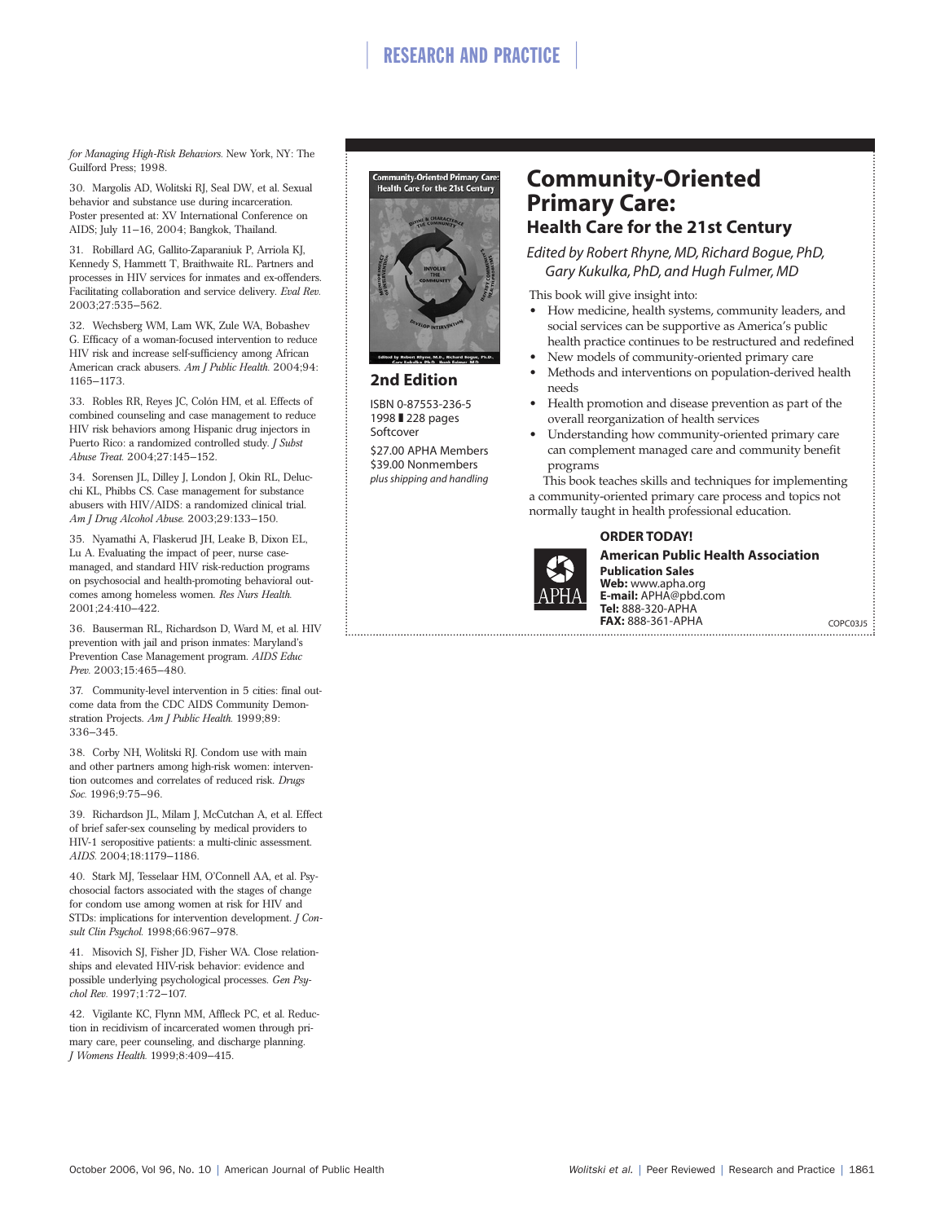*for Managing High-Risk Behaviors.* New York, NY: The Guilford Press; 1998.

30. Margolis AD, Wolitski RJ, Seal DW, et al. Sexual behavior and substance use during incarceration. Poster presented at: XV International Conference on AIDS; July 11–16, 2004; Bangkok, Thailand.

31. Robillard AG, Gallito-Zaparaniuk P, Arriola KJ, Kennedy S, Hammett T, Braithwaite RL. Partners and processes in HIV services for inmates and ex-offenders. Facilitating collaboration and service delivery. *Eval Rev.* 2003;27:535–562.

32. Wechsberg WM, Lam WK, Zule WA, Bobashev G. Efficacy of a woman-focused intervention to reduce HIV risk and increase self-sufficiency among African American crack abusers. *Am J Public Health.* 2004;94: 1165–1173.

33. Robles RR, Reyes JC, Colón HM, et al. Effects of combined counseling and case management to reduce HIV risk behaviors among Hispanic drug injectors in Puerto Rico: a randomized controlled study. *J Subst Abuse Treat.* 2004;27:145–152.

34. Sorensen JL, Dilley J, London J, Okin RL, Delucchi KL, Phibbs CS. Case management for substance abusers with HIV/AIDS: a randomized clinical trial. *Am J Drug Alcohol Abuse.* 2003;29:133–150.

35. Nyamathi A, Flaskerud JH, Leake B, Dixon EL, Lu A. Evaluating the impact of peer, nurse case-managed, and standard HIV risk-reduction programs on psychosocial and health-promoting behavioral outcomes among homeless women. *Res Nurs Health.* 2001;24:410–422.

36. Bauserman RL, Richardson D, Ward M, et al. HIV prevention with jail and prison inmates: Maryland's Prevention Case Management program. *AIDS Educ Prev.* 2003;15:465–480.

37. Community-level intervention in 5 cities: final outcome data from the CDC AIDS Community Demonstration Projects. *Am J Public Health.* 1999;89: 336–345.

38. Corby NH, Wolitski RJ. Condom use with main and other partners among high-risk women: intervention outcomes and correlates of reduced risk. *Drugs Soc.* 1996;9:75–96.

39. Richardson JL, Milam J, McCutchan A, et al. Effect of brief safer-sex counseling by medical providers to HIV-1 seropositive patients: a multi-clinic assessment. *AIDS.* 2004;18:1179–1186.

40. Stark MJ, Tesselaar HM, O'Connell AA, et al. Psychosocial factors associated with the stages of change for condom use among women at risk for HIV and STDs: implications for intervention development. *J Consult Clin Psychol.* 1998;66:967–978.

41. Misovich SJ, Fisher JD, Fisher WA. Close relationships and elevated HIV-risk behavior: evidence and possible underlying psychological processes. *Gen Psychol Rev.* 1997;1:72–107.

42. Vigilante KC, Flynn MM, Affleck PC, et al. Reduction in recidivism of incarcerated women through primary care, peer counseling, and discharge planning. *J Womens Health.* 1999;8:409–415.

# Community-Oriented Primary Care:

## Health Care for the 21st Century

*Edited by Robert Rhyne, MD, Richard Bogue, PhD, Gary Kukulka, PhD, and Hugh Fulmer, MD*

**2nd Edition**

ISBN 0-87553-236-5
1998 ▮ 228 pages
Softcover

$27.00 APHA Members
$39.00 Nonmembers
*plus shipping and handling*

This book will give insight into:

- How medicine, health systems, community leaders, and social services can be supportive as America's public health practice continues to be restructured and redefined
- New models of community-oriented primary care
- Methods and interventions on population-derived health needs
- Health promotion and disease prevention as part of the overall reorganization of health services
- Understanding how community-oriented primary care can complement managed care and community benefit programs

This book teaches skills and techniques for implementing a community-oriented primary care process and topics not normally taught in health professional education.

**ORDER TODAY!**

**American Public Health Association**
**Publication Sales**
**Web:** www.apha.org
**E-mail:** APHA@pbd.com
**Tel:** 888-320-APHA
**FAX:** 888-361-APHA

COPC03J5